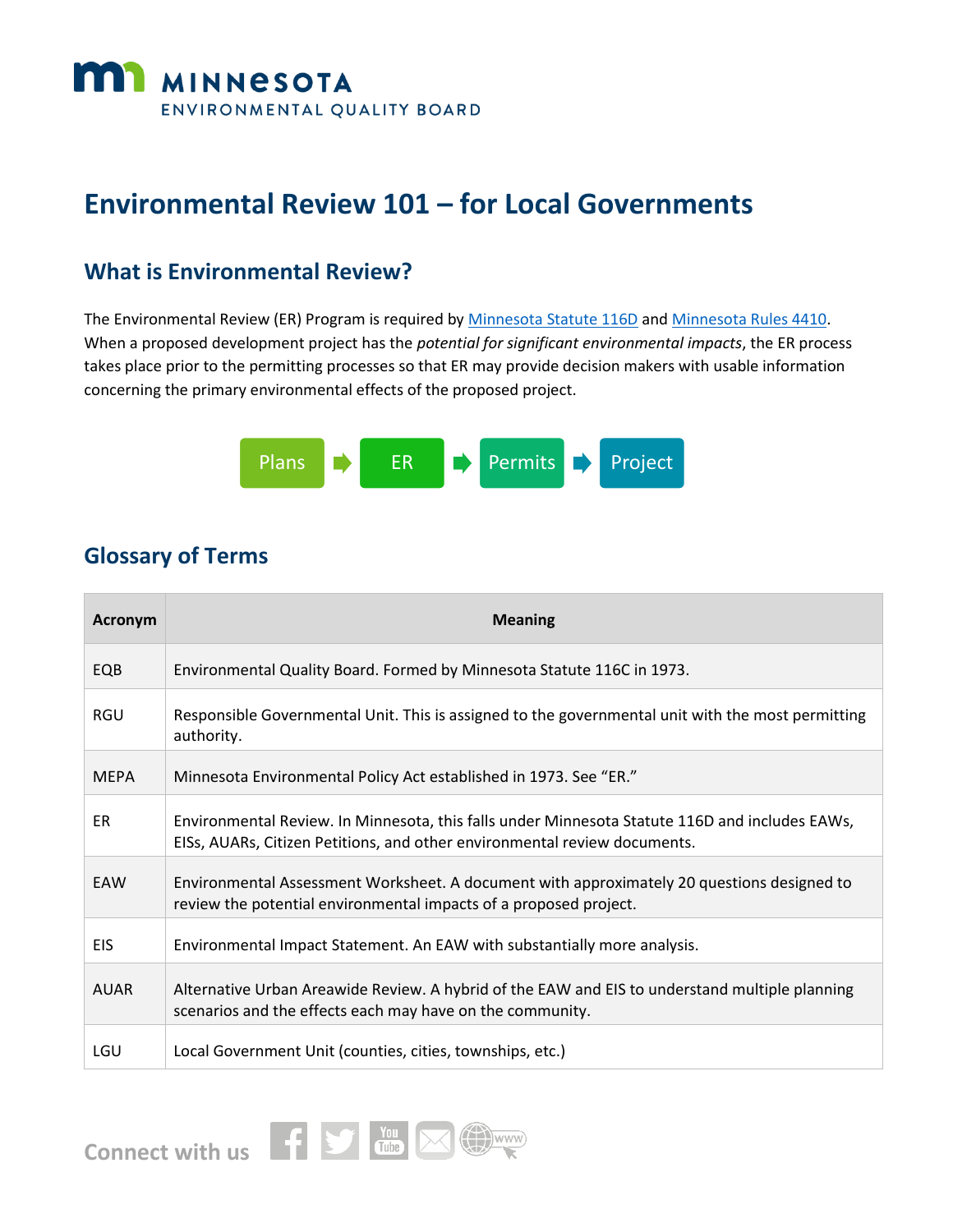MINNESOTA
ENVIRONMENTAL QUALITY BOARD

# Environmental Review 101 – for Local Governments

## What is Environmental Review?

The Environmental Review (ER) Program is required by [Minnesota Statute 116D] and [Minnesota Rules 4410]. When a proposed development project has the *potential for significant environmental impacts*, the ER process takes place prior to the permitting processes so that ER may provide decision makers with usable information concerning the primary environmental effects of the proposed project.

Plans → ER → Permits → Project

## Glossary of Terms

| Acronym | Meaning |
| --- | --- |
| EQB | Environmental Quality Board. Formed by Minnesota Statute 116C in 1973. |
| RGU | Responsible Governmental Unit. This is assigned to the governmental unit with the most permitting authority. |
| MEPA | Minnesota Environmental Policy Act established in 1973. See "ER." |
| ER | Environmental Review. In Minnesota, this falls under Minnesota Statute 116D and includes EAWs, EISs, AUARs, Citizen Petitions, and other environmental review documents. |
| EAW | Environmental Assessment Worksheet. A document with approximately 20 questions designed to review the potential environmental impacts of a proposed project. |
| EIS | Environmental Impact Statement. An EAW with substantially more analysis. |
| AUAR | Alternative Urban Areawide Review. A hybrid of the EAW and EIS to understand multiple planning scenarios and the effects each may have on the community. |
| LGU | Local Government Unit (counties, cities, townships, etc.) |

Connect with us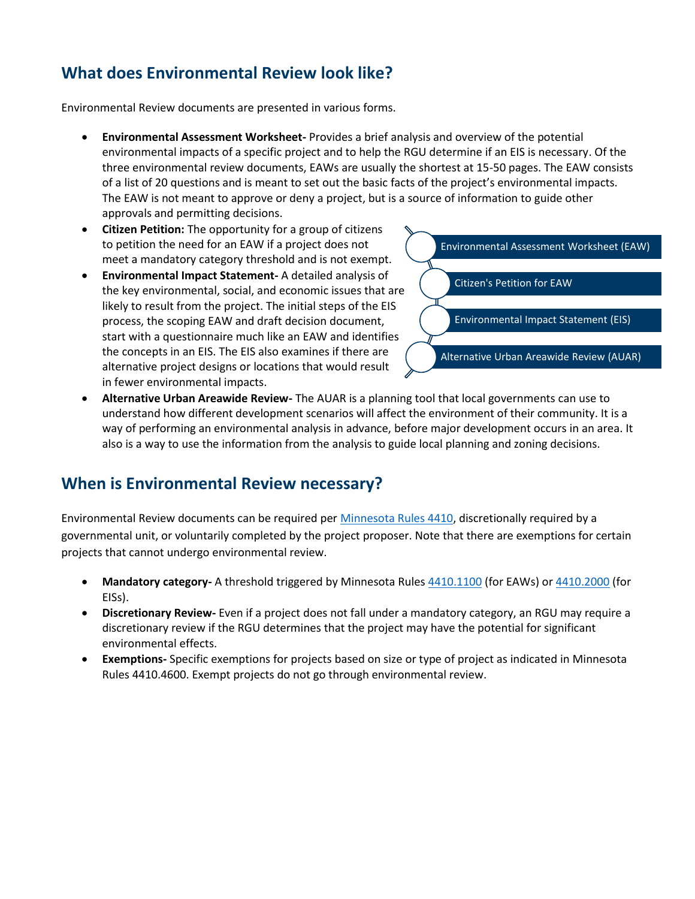## What does Environmental Review look like?

Environmental Review documents are presented in various forms.

- **Environmental Assessment Worksheet-** Provides a brief analysis and overview of the potential environmental impacts of a specific project and to help the RGU determine if an EIS is necessary. Of the three environmental review documents, EAWs are usually the shortest at 15-50 pages. The EAW consists of a list of 20 questions and is meant to set out the basic facts of the project's environmental impacts. The EAW is not meant to approve or deny a project, but is a source of information to guide other approvals and permitting decisions.
- **Citizen Petition:** The opportunity for a group of citizens to petition the need for an EAW if a project does not meet a mandatory category threshold and is not exempt.
- **Environmental Impact Statement-** A detailed analysis of the key environmental, social, and economic issues that are likely to result from the project. The initial steps of the EIS process, the scoping EAW and draft decision document, start with a questionnaire much like an EAW and identifies the concepts in an EIS. The EIS also examines if there are alternative project designs or locations that would result in fewer environmental impacts.
- **Alternative Urban Areawide Review-** The AUAR is a planning tool that local governments can use to understand how different development scenarios will affect the environment of their community. It is a way of performing an environmental analysis in advance, before major development occurs in an area. It also is a way to use the information from the analysis to guide local planning and zoning decisions.

Environmental Assessment Worksheet (EAW)

Citizen's Petition for EAW

Environmental Impact Statement (EIS)

Alternative Urban Areawide Review (AUAR)

## When is Environmental Review necessary?

Environmental Review documents can be required per Minnesota Rules 4410, discretionally required by a governmental unit, or voluntarily completed by the project proposer. Note that there are exemptions for certain projects that cannot undergo environmental review.

- **Mandatory category-** A threshold triggered by Minnesota Rules 4410.1100 (for EAWs) or 4410.2000 (for EISs).
- **Discretionary Review-** Even if a project does not fall under a mandatory category, an RGU may require a discretionary review if the RGU determines that the project may have the potential for significant environmental effects.
- **Exemptions-** Specific exemptions for projects based on size or type of project as indicated in Minnesota Rules 4410.4600. Exempt projects do not go through environmental review.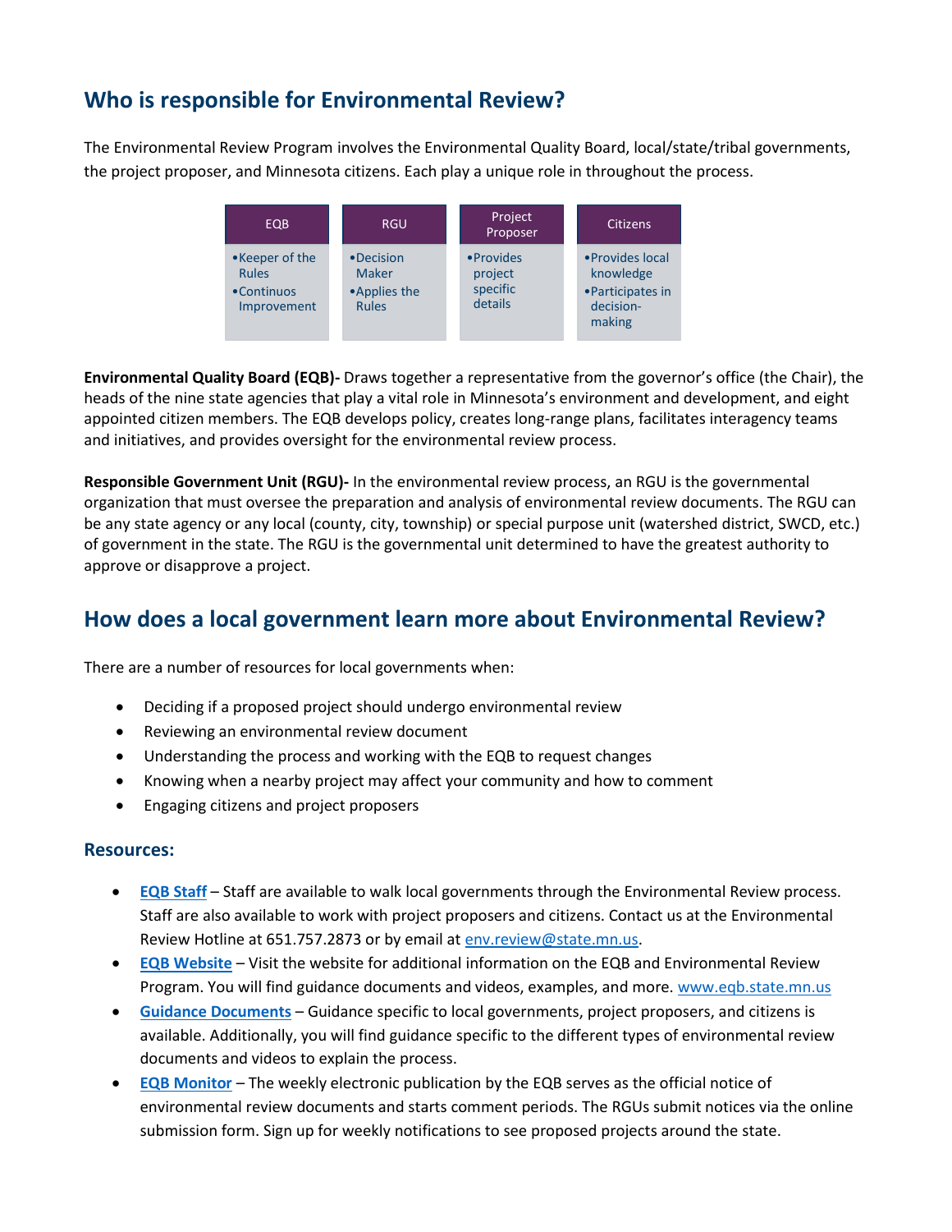## Who is responsible for Environmental Review?

The Environmental Review Program involves the Environmental Quality Board, local/state/tribal governments, the project proposer, and Minnesota citizens. Each play a unique role in throughout the process.

| EQB | RGU | Project Proposer | Citizens |
|---|---|---|---|
| • Keeper of the Rules<br>• Continuos Improvement | • Decision Maker<br>• Applies the Rules | • Provides project specific details | • Provides local knowledge<br>• Participates in decision-making |

**Environmental Quality Board (EQB)-** Draws together a representative from the governor's office (the Chair), the heads of the nine state agencies that play a vital role in Minnesota's environment and development, and eight appointed citizen members. The EQB develops policy, creates long-range plans, facilitates interagency teams and initiatives, and provides oversight for the environmental review process.

**Responsible Government Unit (RGU)-** In the environmental review process, an RGU is the governmental organization that must oversee the preparation and analysis of environmental review documents. The RGU can be any state agency or any local (county, city, township) or special purpose unit (watershed district, SWCD, etc.) of government in the state. The RGU is the governmental unit determined to have the greatest authority to approve or disapprove a project.

## How does a local government learn more about Environmental Review?

There are a number of resources for local governments when:

- Deciding if a proposed project should undergo environmental review
- Reviewing an environmental review document
- Understanding the process and working with the EQB to request changes
- Knowing when a nearby project may affect your community and how to comment
- Engaging citizens and project proposers

### Resources:

- **EQB Staff** – Staff are available to walk local governments through the Environmental Review process. Staff are also available to work with project proposers and citizens. Contact us at the Environmental Review Hotline at 651.757.2873 or by email at env.review@state.mn.us.
- **EQB Website** – Visit the website for additional information on the EQB and Environmental Review Program. You will find guidance documents and videos, examples, and more. www.eqb.state.mn.us
- **Guidance Documents** – Guidance specific to local governments, project proposers, and citizens is available. Additionally, you will find guidance specific to the different types of environmental review documents and videos to explain the process.
- **EQB Monitor** – The weekly electronic publication by the EQB serves as the official notice of environmental review documents and starts comment periods. The RGUs submit notices via the online submission form. Sign up for weekly notifications to see proposed projects around the state.